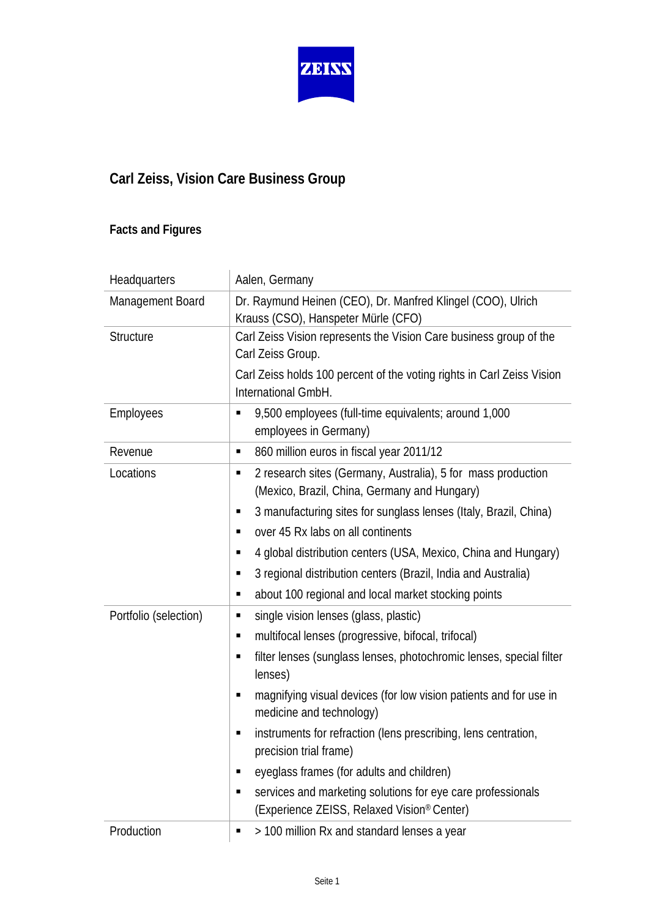# Carl Zeiss, Vision Care Business Group

## Facts and Figures

| | |
|---|---|
| Headquarters | Aalen, Germany |
| Management Board | Dr. Raymund Heinen (CEO), Dr. Manfred Klingel (COO), Ulrich Krauss (CSO), Hanspeter Mürle (CFO) |
| Structure | Carl Zeiss Vision represents the Vision Care business group of the Carl Zeiss Group.<br>Carl Zeiss holds 100 percent of the voting rights in Carl Zeiss Vision International GmbH. |
| Employees | ▪ 9,500 employees (full-time equivalents; around 1,000 employees in Germany) |
| Revenue | ▪ 860 million euros in fiscal year 2011/12 |
| Locations | ▪ 2 research sites (Germany, Australia), 5 for mass production (Mexico, Brazil, China, Germany and Hungary)<br>▪ 3 manufacturing sites for sunglass lenses (Italy, Brazil, China)<br>▪ over 45 Rx labs on all continents<br>▪ 4 global distribution centers (USA, Mexico, China and Hungary)<br>▪ 3 regional distribution centers (Brazil, India and Australia)<br>▪ about 100 regional and local market stocking points |
| Portfolio (selection) | ▪ single vision lenses (glass, plastic)<br>▪ multifocal lenses (progressive, bifocal, trifocal)<br>▪ filter lenses (sunglass lenses, photochromic lenses, special filter lenses)<br>▪ magnifying visual devices (for low vision patients and for use in medicine and technology)<br>▪ instruments for refraction (lens prescribing, lens centration, precision trial frame)<br>▪ eyeglass frames (for adults and children)<br>▪ services and marketing solutions for eye care professionals (Experience ZEISS, Relaxed Vision® Center) |
| Production | ▪ > 100 million Rx and standard lenses a year |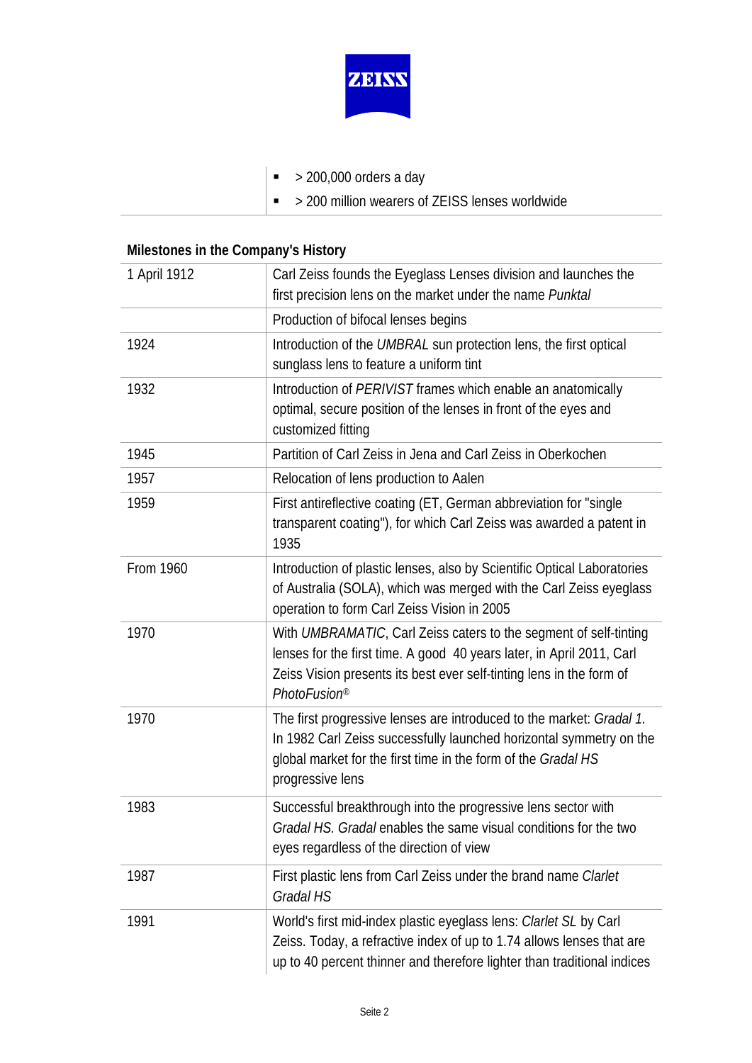- > 200,000 orders a day
- > 200 million wearers of ZEISS lenses worldwide

**Milestones in the Company's History**

| | |
|---|---|
| 1 April 1912 | Carl Zeiss founds the Eyeglass Lenses division and launches the first precision lens on the market under the name *Punktal* |
| | Production of bifocal lenses begins |
| 1924 | Introduction of the *UMBRAL* sun protection lens, the first optical sunglass lens to feature a uniform tint |
| 1932 | Introduction of *PERIVIST* frames which enable an anatomically optimal, secure position of the lenses in front of the eyes and customized fitting |
| 1945 | Partition of Carl Zeiss in Jena and Carl Zeiss in Oberkochen |
| 1957 | Relocation of lens production to Aalen |
| 1959 | First antireflective coating (ET, German abbreviation for "single transparent coating"), for which Carl Zeiss was awarded a patent in 1935 |
| From 1960 | Introduction of plastic lenses, also by Scientific Optical Laboratories of Australia (SOLA), which was merged with the Carl Zeiss eyeglass operation to form Carl Zeiss Vision in 2005 |
| 1970 | With *UMBRAMATIC*, Carl Zeiss caters to the segment of self-tinting lenses for the first time. A good 40 years later, in April 2011, Carl Zeiss Vision presents its best ever self-tinting lens in the form of *PhotoFusion®* |
| 1970 | The first progressive lenses are introduced to the market: *Gradal 1.* In 1982 Carl Zeiss successfully launched horizontal symmetry on the global market for the first time in the form of the *Gradal HS* progressive lens |
| 1983 | Successful breakthrough into the progressive lens sector with *Gradal HS. Gradal* enables the same visual conditions for the two eyes regardless of the direction of view |
| 1987 | First plastic lens from Carl Zeiss under the brand name *Clarlet Gradal HS* |
| 1991 | World's first mid-index plastic eyeglass lens: *Clarlet SL* by Carl Zeiss. Today, a refractive index of up to 1.74 allows lenses that are up to 40 percent thinner and therefore lighter than traditional indices |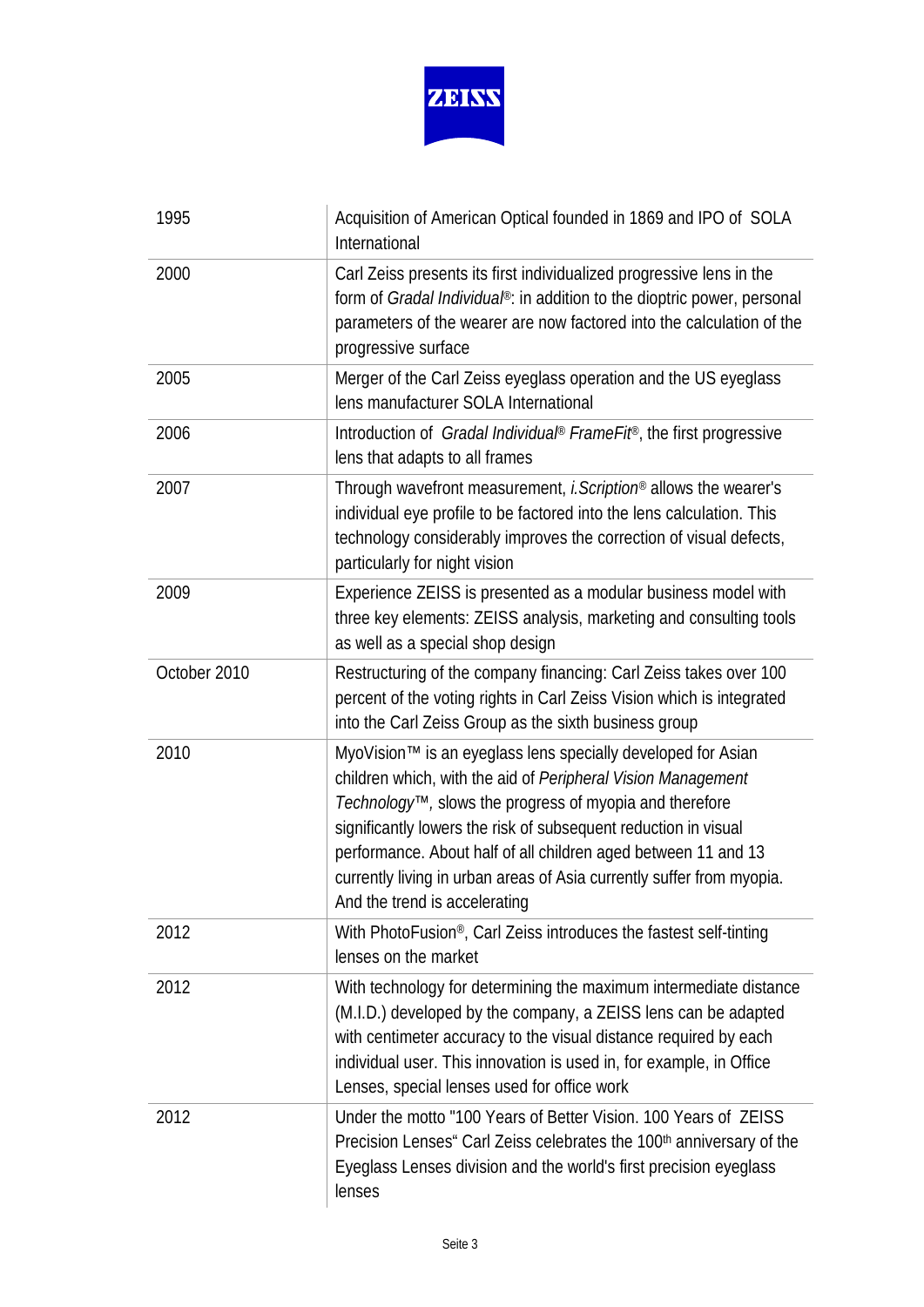| | |
|---|---|
| 1995 | Acquisition of American Optical founded in 1869 and IPO of SOLA International |
| 2000 | Carl Zeiss presents its first individualized progressive lens in the form of *Gradal Individual*®: in addition to the dioptric power, personal parameters of the wearer are now factored into the calculation of the progressive surface |
| 2005 | Merger of the Carl Zeiss eyeglass operation and the US eyeglass lens manufacturer SOLA International |
| 2006 | Introduction of *Gradal Individual*® *FrameFit*®, the first progressive lens that adapts to all frames |
| 2007 | Through wavefront measurement, *i.Scription*® allows the wearer's individual eye profile to be factored into the lens calculation. This technology considerably improves the correction of visual defects, particularly for night vision |
| 2009 | Experience ZEISS is presented as a modular business model with three key elements: ZEISS analysis, marketing and consulting tools as well as a special shop design |
| October 2010 | Restructuring of the company financing: Carl Zeiss takes over 100 percent of the voting rights in Carl Zeiss Vision which is integrated into the Carl Zeiss Group as the sixth business group |
| 2010 | MyoVision™ is an eyeglass lens specially developed for Asian children which, with the aid of *Peripheral Vision Management Technology*™, slows the progress of myopia and therefore significantly lowers the risk of subsequent reduction in visual performance. About half of all children aged between 11 and 13 currently living in urban areas of Asia currently suffer from myopia. And the trend is accelerating |
| 2012 | With PhotoFusion®, Carl Zeiss introduces the fastest self-tinting lenses on the market |
| 2012 | With technology for determining the maximum intermediate distance (M.I.D.) developed by the company, a ZEISS lens can be adapted with centimeter accuracy to the visual distance required by each individual user. This innovation is used in, for example, in Office Lenses, special lenses used for office work |
| 2012 | Under the motto "100 Years of Better Vision. 100 Years of ZEISS Precision Lenses" Carl Zeiss celebrates the 100th anniversary of the Eyeglass Lenses division and the world's first precision eyeglass lenses |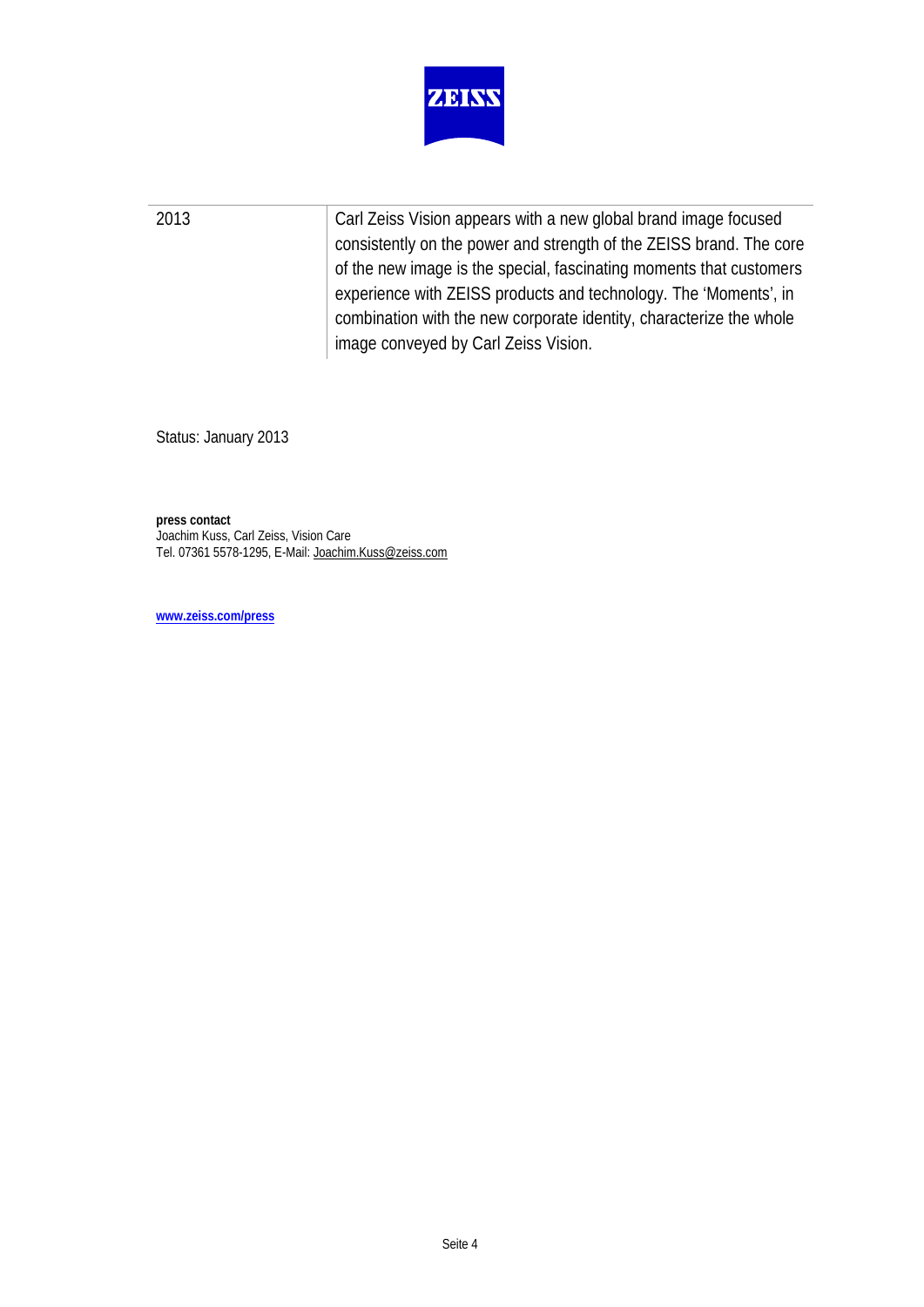| | |
|---|---|
| 2013 | Carl Zeiss Vision appears with a new global brand image focused consistently on the power and strength of the ZEISS brand. The core of the new image is the special, fascinating moments that customers experience with ZEISS products and technology. The 'Moments', in combination with the new corporate identity, characterize the whole image conveyed by Carl Zeiss Vision. |

Status: January 2013

**press contact**
Joachim Kuss, Carl Zeiss, Vision Care
Tel. 07361 5578-1295, E-Mail: Joachim.Kuss@zeiss.com

**www.zeiss.com/press**